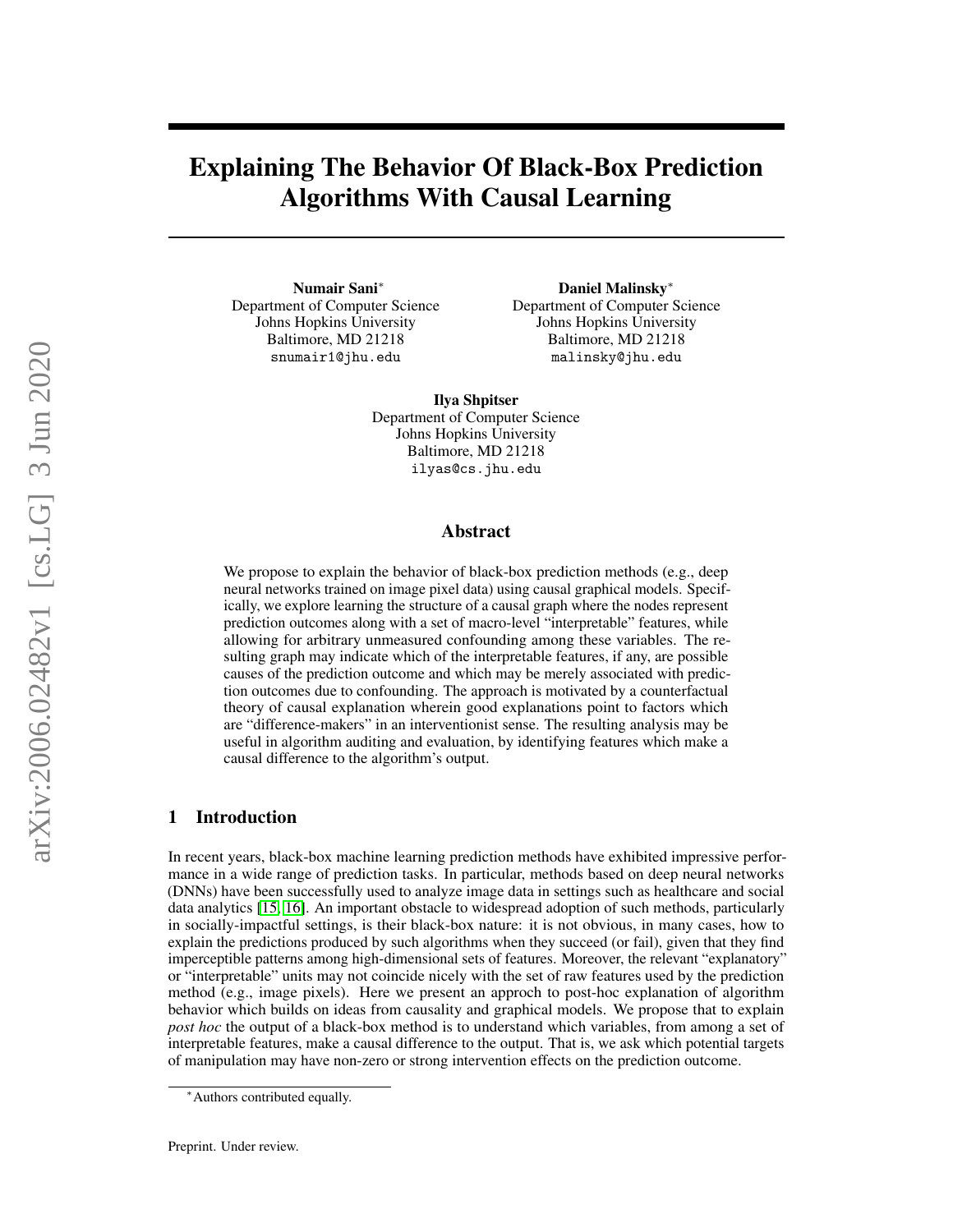# Explaining The Behavior Of Black-Box Prediction Algorithms With Causal Learning

**Numair Sani**[*]
Department of Computer Science
Johns Hopkins University
Baltimore, MD 21218
snumair1@jhu.edu

**Daniel Malinsky**[*]
Department of Computer Science
Johns Hopkins University
Baltimore, MD 21218
malinsky@jhu.edu

**Ilya Shpitser**
Department of Computer Science
Johns Hopkins University
Baltimore, MD 21218
ilyas@cs.jhu.edu

## Abstract

We propose to explain the behavior of black-box prediction methods (e.g., deep neural networks trained on image pixel data) using causal graphical models. Specifically, we explore learning the structure of a causal graph where the nodes represent prediction outcomes along with a set of macro-level "interpretable" features, while allowing for arbitrary unmeasured confounding among these variables. The resulting graph may indicate which of the interpretable features, if any, are possible causes of the prediction outcome and which may be merely associated with prediction outcomes due to confounding. The approach is motivated by a counterfactual theory of causal explanation wherein good explanations point to factors which are "difference-makers" in an interventionist sense. The resulting analysis may be useful in algorithm auditing and evaluation, by identifying features which make a causal difference to the algorithm's output.

## 1 Introduction

In recent years, black-box machine learning prediction methods have exhibited impressive performance in a wide range of prediction tasks. In particular, methods based on deep neural networks (DNNs) have been successfully used to analyze image data in settings such as healthcare and social data analytics [15, 16]. An important obstacle to widespread adoption of such methods, particularly in socially-impactful settings, is their black-box nature: it is not obvious, in many cases, how to explain the predictions produced by such algorithms when they succeed (or fail), given that they find imperceptible patterns among high-dimensional sets of features. Moreover, the relevant "explanatory" or "interpretable" units may not coincide nicely with the set of raw features used by the prediction method (e.g., image pixels). Here we present an approch to post-hoc explanation of algorithm behavior which builds on ideas from causality and graphical models. We propose that to explain *post hoc* the output of a black-box method is to understand which variables, from among a set of interpretable features, make a causal difference to the output. That is, we ask which potential targets of manipulation may have non-zero or strong intervention effects on the prediction outcome.

[*]Authors contributed equally.

Preprint. Under review.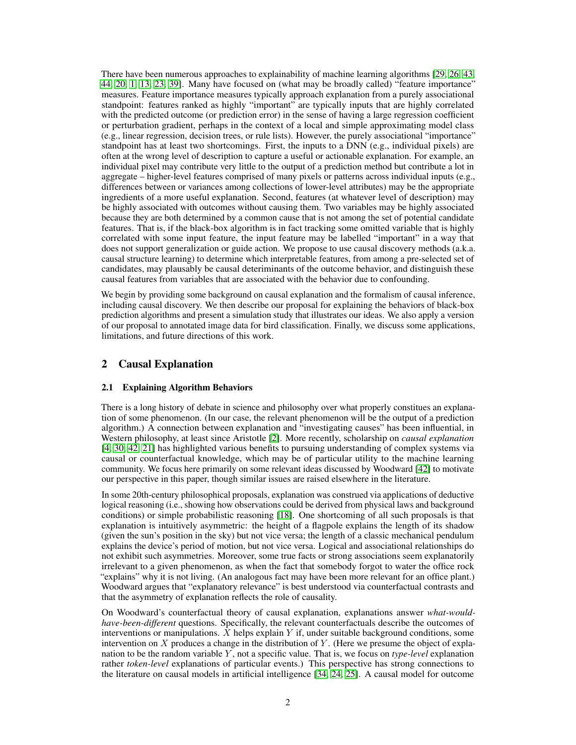There have been numerous approaches to explainability of machine learning algorithms [29, 26, 43, 44, 20, 1, 13, 23, 39]. Many have focused on (what may be broadly called) "feature importance" measures. Feature importance measures typically approach explanation from a purely associational standpoint: features ranked as highly "important" are typically inputs that are highly correlated with the predicted outcome (or prediction error) in the sense of having a large regression coefficient or perturbation gradient, perhaps in the context of a local and simple approximating model class (e.g., linear regression, decision trees, or rule lists). However, the purely associational "importance" standpoint has at least two shortcomings. First, the inputs to a DNN (e.g., individual pixels) are often at the wrong level of description to capture a useful or actionable explanation. For example, an individual pixel may contribute very little to the output of a prediction method but contribute a lot in aggregate – higher-level features comprised of many pixels or patterns across individual inputs (e.g., differences between or variances among collections of lower-level attributes) may be the appropriate ingredients of a more useful explanation. Second, features (at whatever level of description) may be highly associated with outcomes without causing them. Two variables may be highly associated because they are both determined by a common cause that is not among the set of potential candidate features. That is, if the black-box algorithm is in fact tracking some omitted variable that is highly correlated with some input feature, the input feature may be labelled "important" in a way that does not support generalization or guide action. We propose to use causal discovery methods (a.k.a. causal structure learning) to determine which interpretable features, from among a pre-selected set of candidates, may plausibly be causal deteriminants of the outcome behavior, and distinguish these causal features from variables that are associated with the behavior due to confounding.

We begin by providing some background on causal explanation and the formalism of causal inference, including causal discovery. We then describe our proposal for explaining the behaviors of black-box prediction algorithms and present a simulation study that illustrates our ideas. We also apply a version of our proposal to annotated image data for bird classification. Finally, we discuss some applications, limitations, and future directions of this work.

## 2 Causal Explanation

### 2.1 Explaining Algorithm Behaviors

There is a long history of debate in science and philosophy over what properly constitues an explanation of some phenomenon. (In our case, the relevant phenomenon will be the output of a prediction algorithm.) A connection between explanation and "investigating causes" has been influential, in Western philosophy, at least since Aristotle [2]. More recently, scholarship on *causal explanation* [4, 30, 42, 21] has highlighted various benefits to pursuing understanding of complex systems via causal or counterfactual knowledge, which may be of particular utility to the machine learning community. We focus here primarily on some relevant ideas discussed by Woodward [42] to motivate our perspective in this paper, though similar issues are raised elsewhere in the literature.

In some 20th-century philosophical proposals, explanation was construed via applications of deductive logical reasoning (i.e., showing how observations could be derived from physical laws and background conditions) or simple probabilistic reasoning [18]. One shortcoming of all such proposals is that explanation is intuitively asymmetric: the height of a flagpole explains the length of its shadow (given the sun's position in the sky) but not vice versa; the length of a classic mechanical pendulum explains the device's period of motion, but not vice versa. Logical and associational relationships do not exhibit such asymmetries. Moreover, some true facts or strong associations seem explanatorily irrelevant to a given phenomenon, as when the fact that somebody forgot to water the office rock "explains" why it is not living. (An analogous fact may have been more relevant for an office plant.) Woodward argues that "explanatory relevance" is best understood via counterfactual contrasts and that the asymmetry of explanation reflects the role of causality.

On Woodward's counterfactual theory of causal explanation, explanations answer *what-would-have-been-different* questions. Specifically, the relevant counterfactuals describe the outcomes of interventions or manipulations. $X$ helps explain $Y$ if, under suitable background conditions, some intervention on $X$ produces a change in the distribution of $Y$. (Here we presume the object of explanation to be the random variable $Y$, not a specific value. That is, we focus on *type-level* explanation rather *token-level* explanations of particular events.) This perspective has strong connections to the literature on causal models in artificial intelligence [34, 24, 25]. A causal model for outcome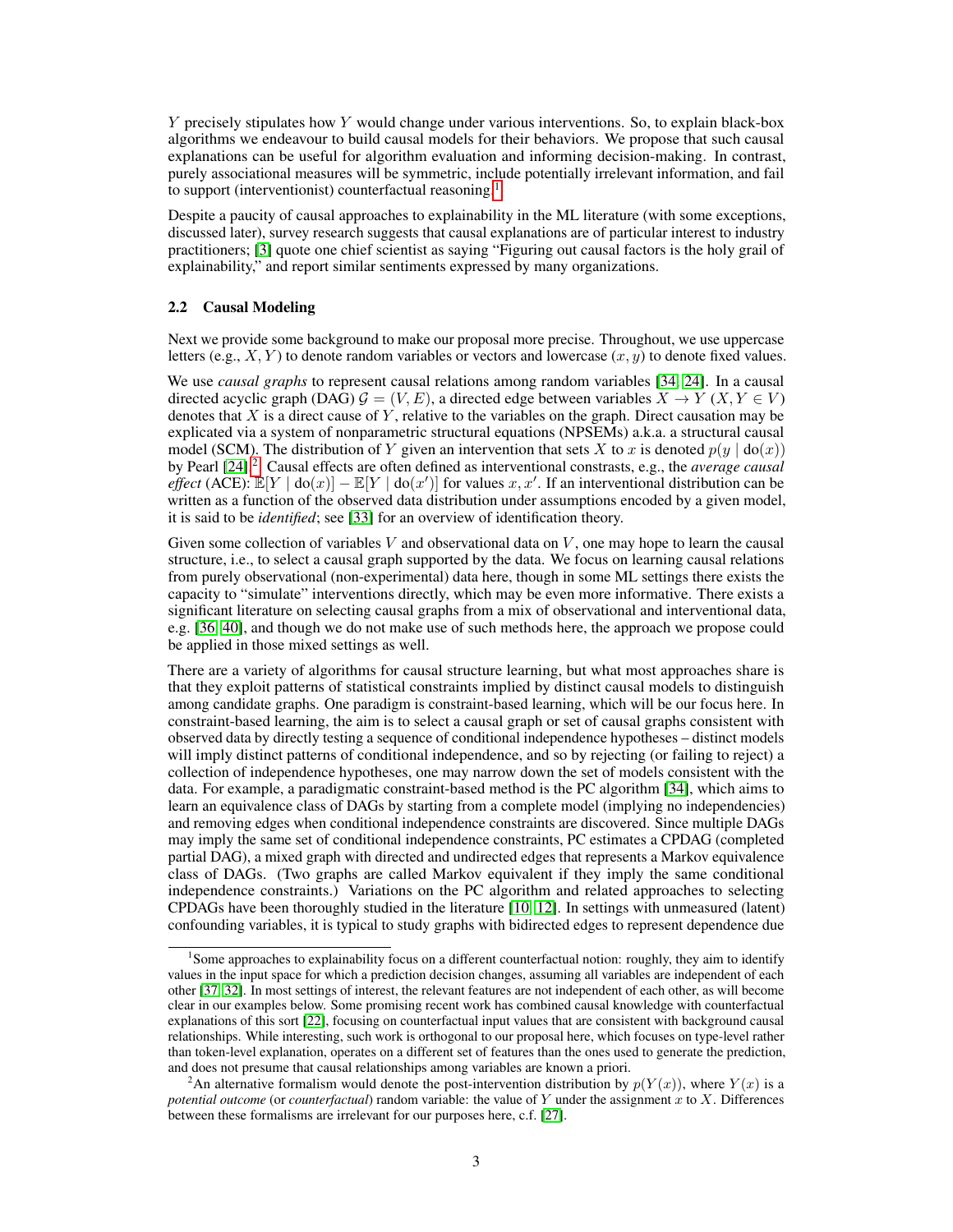$Y$ precisely stipulates how $Y$ would change under various interventions. So, to explain black-box algorithms we endeavour to build causal models for their behaviors. We propose that such causal explanations can be useful for algorithm evaluation and informing decision-making. In contrast, purely associational measures will be symmetric, include potentially irrelevant information, and fail to support (interventionist) counterfactual reasoning.[1]

Despite a paucity of causal approaches to explainability in the ML literature (with some exceptions, discussed later), survey research suggests that causal explanations are of particular interest to industry practitioners; [3] quote one chief scientist as saying "Figuring out causal factors is the holy grail of explainability," and report similar sentiments expressed by many organizations.

### 2.2 Causal Modeling

Next we provide some background to make our proposal more precise. Throughout, we use uppercase letters (e.g., $X, Y$) to denote random variables or vectors and lowercase $(x, y)$ to denote fixed values.

We use *causal graphs* to represent causal relations among random variables [34, 24]. In a causal directed acyclic graph (DAG) $\mathcal{G} = (V, E)$, a directed edge between variables $X \rightarrow Y$ $(X, Y \in V)$ denotes that $X$ is a direct cause of $Y$, relative to the variables on the graph. Direct causation may be explicated via a system of nonparametric structural equations (NPSEMs) a.k.a. a structural causal model (SCM). The distribution of $Y$ given an intervention that sets $X$ to $x$ is denoted $p(y \mid \text{do}(x))$ by Pearl [24].[2] Causal effects are often defined as interventional constrasts, e.g., the *average causal effect* (ACE): $\mathbb{E}[Y \mid \text{do}(x)] - \mathbb{E}[Y \mid \text{do}(x')]$ for values $x, x'$. If an interventional distribution can be written as a function of the observed data distribution under assumptions encoded by a given model, it is said to be *identified*; see [33] for an overview of identification theory.

Given some collection of variables $V$ and observational data on $V$, one may hope to learn the causal structure, i.e., to select a causal graph supported by the data. We focus on learning causal relations from purely observational (non-experimental) data here, though in some ML settings there exists the capacity to "simulate" interventions directly, which may be even more informative. There exists a significant literature on selecting causal graphs from a mix of observational and interventional data, e.g. [36, 40], and though we do not make use of such methods here, the approach we propose could be applied in those mixed settings as well.

There are a variety of algorithms for causal structure learning, but what most approaches share is that they exploit patterns of statistical constraints implied by distinct causal models to distinguish among candidate graphs. One paradigm is constraint-based learning, which will be our focus here. In constraint-based learning, the aim is to select a causal graph or set of causal graphs consistent with observed data by directly testing a sequence of conditional independence hypotheses – distinct models will imply distinct patterns of conditional independence, and so by rejecting (or failing to reject) a collection of independence hypotheses, one may narrow down the set of models consistent with the data. For example, a paradigmatic constraint-based method is the PC algorithm [34], which aims to learn an equivalence class of DAGs by starting from a complete model (implying no independencies) and removing edges when conditional independence constraints are discovered. Since multiple DAGs may imply the same set of conditional independence constraints, PC estimates a CPDAG (completed partial DAG), a mixed graph with directed and undirected edges that represents a Markov equivalence class of DAGs. (Two graphs are called Markov equivalent if they imply the same conditional independence constraints.) Variations on the PC algorithm and related approaches to selecting CPDAGs have been thoroughly studied in the literature [10, 12]. In settings with unmeasured (latent) confounding variables, it is typical to study graphs with bidirected edges to represent dependence due

[1] Some approaches to explainability focus on a different counterfactual notion: roughly, they aim to identify values in the input space for which a prediction decision changes, assuming all variables are independent of each other [37, 32]. In most settings of interest, the relevant features are not independent of each other, as will become clear in our examples below. Some promising recent work has combined causal knowledge with counterfactual explanations of this sort [22], focusing on counterfactual input values that are consistent with background causal relationships. While interesting, such work is orthogonal to our proposal here, which focuses on type-level rather than token-level explanation, operates on a different set of features than the ones used to generate the prediction, and does not presume that causal relationships among variables are known a priori.

[2] An alternative formalism would denote the post-intervention distribution by $p(Y(x))$, where $Y(x)$ is a *potential outcome* (or *counterfactual*) random variable: the value of $Y$ under the assignment $x$ to $X$. Differences between these formalisms are irrelevant for our purposes here, c.f. [27].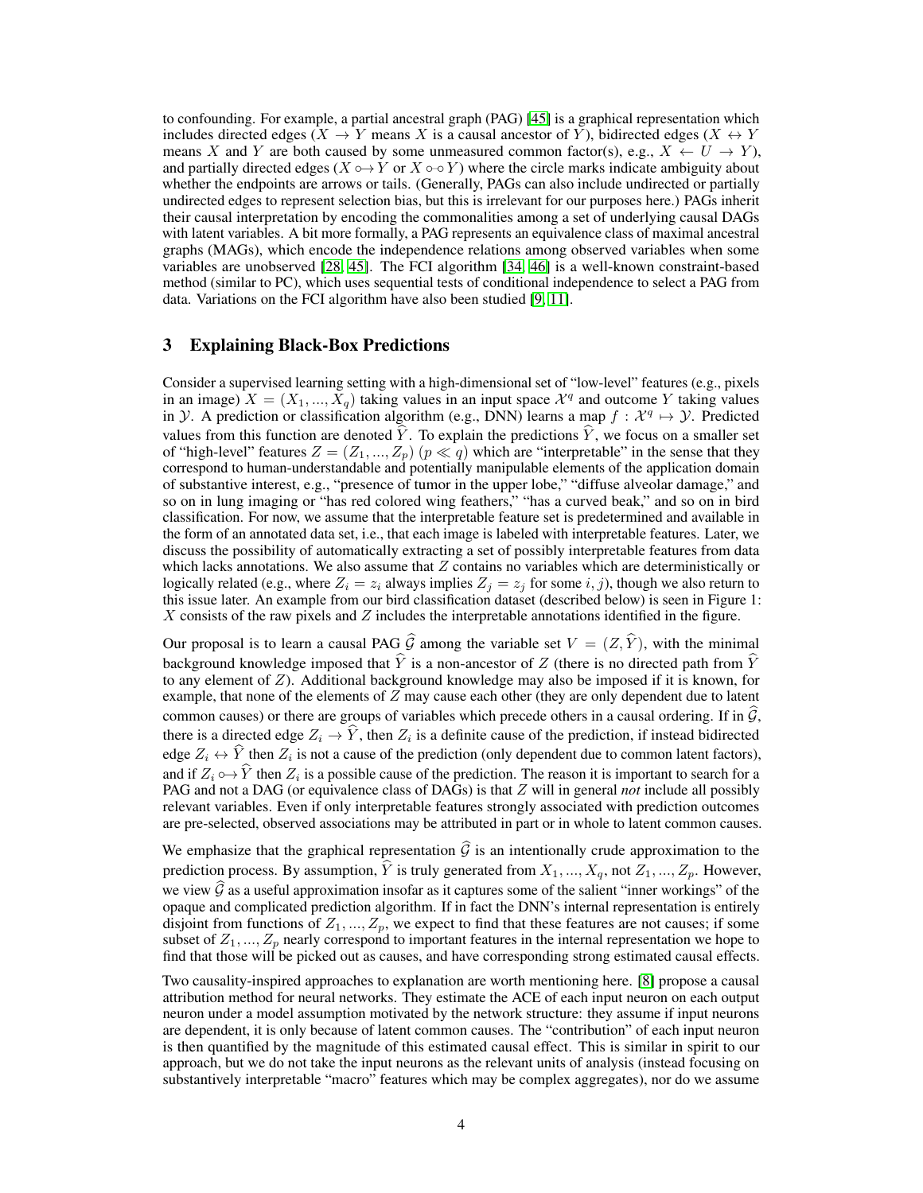to confounding. For example, a partial ancestral graph (PAG) [45] is a graphical representation which includes directed edges ($X \rightarrow Y$ means $X$ is a causal ancestor of $Y$), bidirected edges ($X \leftrightarrow Y$ means $X$ and $Y$ are both caused by some unmeasured common factor(s), e.g., $X \leftarrow U \rightarrow Y$), and partially directed edges ($X \circ\!\!\rightarrow Y$ or $X \circ\!\!-\!\!\circ Y$) where the circle marks indicate ambiguity about whether the endpoints are arrows or tails. (Generally, PAGs can also include undirected or partially undirected edges to represent selection bias, but this is irrelevant for our purposes here.) PAGs inherit their causal interpretation by encoding the commonalities among a set of underlying causal DAGs with latent variables. A bit more formally, a PAG represents an equivalence class of maximal ancestral graphs (MAGs), which encode the independence relations among observed variables when some variables are unobserved [28, 45]. The FCI algorithm [34, 46] is a well-known constraint-based method (similar to PC), which uses sequential tests of conditional independence to select a PAG from data. Variations on the FCI algorithm have also been studied [9, 11].

## 3 Explaining Black-Box Predictions

Consider a supervised learning setting with a high-dimensional set of "low-level" features (e.g., pixels in an image) $X = (X_1, ..., X_q)$ taking values in an input space $\mathcal{X}^q$ and outcome $Y$ taking values in $\mathcal{Y}$. A prediction or classification algorithm (e.g., DNN) learns a map $f : \mathcal{X}^q \mapsto \mathcal{Y}$. Predicted values from this function are denoted $\widehat{Y}$. To explain the predictions $\widehat{Y}$, we focus on a smaller set of "high-level" features $Z = (Z_1, ..., Z_p)$ ($p \ll q$) which are "interpretable" in the sense that they correspond to human-understandable and potentially manipulable elements of the application domain of substantive interest, e.g., "presence of tumor in the upper lobe," "diffuse alveolar damage," and so on in lung imaging or "has red colored wing feathers," "has a curved beak," and so on in bird classification. For now, we assume that the interpretable feature set is predetermined and available in the form of an annotated data set, i.e., that each image is labeled with interpretable features. Later, we discuss the possibility of automatically extracting a set of possibly interpretable features from data which lacks annotations. We also assume that $Z$ contains no variables which are deterministically or logically related (e.g., where $Z_i = z_i$ always implies $Z_j = z_j$ for some $i, j$), though we also return to this issue later. An example from our bird classification dataset (described below) is seen in Figure 1: $X$ consists of the raw pixels and $Z$ includes the interpretable annotations identified in the figure.

Our proposal is to learn a causal PAG $\widehat{\mathcal{G}}$ among the variable set $V = (Z, \widehat{Y})$, with the minimal background knowledge imposed that $\widehat{Y}$ is a non-ancestor of $Z$ (there is no directed path from $\widehat{Y}$ to any element of $Z$). Additional background knowledge may also be imposed if it is known, for example, that none of the elements of $Z$ may cause each other (they are only dependent due to latent common causes) or there are groups of variables which precede others in a causal ordering. If in $\widehat{\mathcal{G}}$, there is a directed edge $Z_i \rightarrow \widehat{Y}$, then $Z_i$ is a definite cause of the prediction, if instead bidirected edge $Z_i \leftrightarrow \widehat{Y}$ then $Z_i$ is not a cause of the prediction (only dependent due to common latent factors), and if $Z_i \circ\!\!\rightarrow \widehat{Y}$ then $Z_i$ is a possible cause of the prediction. The reason it is important to search for a PAG and not a DAG (or equivalence class of DAGs) is that $Z$ will in general *not* include all possibly relevant variables. Even if only interpretable features strongly associated with prediction outcomes are pre-selected, observed associations may be attributed in part or in whole to latent common causes.

We emphasize that the graphical representation $\widehat{\mathcal{G}}$ is an intentionally crude approximation to the prediction process. By assumption, $\widehat{Y}$ is truly generated from $X_1, ..., X_q$, not $Z_1, ..., Z_p$. However, we view $\widehat{\mathcal{G}}$ as a useful approximation insofar as it captures some of the salient "inner workings" of the opaque and complicated prediction algorithm. If in fact the DNN's internal representation is entirely disjoint from functions of $Z_1, ..., Z_p$, we expect to find that these features are not causes; if some subset of $Z_1, ..., Z_p$ nearly correspond to important features in the internal representation we hope to find that those will be picked out as causes, and have corresponding strong estimated causal effects.

Two causality-inspired approaches to explanation are worth mentioning here. [8] propose a causal attribution method for neural networks. They estimate the ACE of each input neuron on each output neuron under a model assumption motivated by the network structure: they assume if input neurons are dependent, it is only because of latent common causes. The "contribution" of each input neuron is then quantified by the magnitude of this estimated causal effect. This is similar in spirit to our approach, but we do not take the input neurons as the relevant units of analysis (instead focusing on substantively interpretable "macro" features which may be complex aggregates), nor do we assume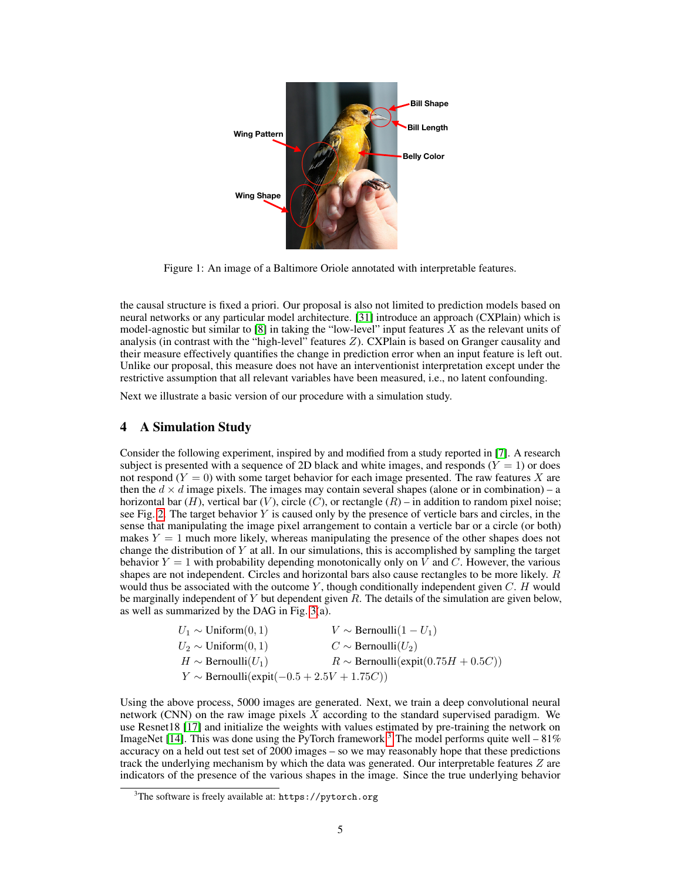Figure 1: An image of a Baltimore Oriole annotated with interpretable features.

the causal structure is fixed a priori. Our proposal is also not limited to prediction models based on neural networks or any particular model architecture. [31] introduce an approach (CXPlain) which is model-agnostic but similar to [8] in taking the "low-level" input features $X$ as the relevant units of analysis (in contrast with the "high-level" features $Z$). CXPlain is based on Granger causality and their measure effectively quantifies the change in prediction error when an input feature is left out. Unlike our proposal, this measure does not have an interventionist interpretation except under the restrictive assumption that all relevant variables have been measured, i.e., no latent confounding.

Next we illustrate a basic version of our procedure with a simulation study.

## 4 A Simulation Study

Consider the following experiment, inspired by and modified from a study reported in [7]. A research subject is presented with a sequence of 2D black and white images, and responds ($Y = 1$) or does not respond ($Y = 0$) with some target behavior for each image presented. The raw features $X$ are then the $d \times d$ image pixels. The images may contain several shapes (alone or in combination) – a horizontal bar ($H$), vertical bar ($V$), circle ($C$), or rectangle ($R$) – in addition to random pixel noise; see Fig. 2. The target behavior $Y$ is caused only by the presence of verticle bars and circles, in the sense that manipulating the image pixel arrangement to contain a verticle bar or a circle (or both) makes $Y = 1$ much more likely, whereas manipulating the presence of the other shapes does not change the distribution of $Y$ at all. In our simulations, this is accomplished by sampling the target behavior $Y = 1$ with probability depending monotonically only on $V$ and $C$. However, the various shapes are not independent. Circles and horizontal bars also cause rectangles to be more likely. $R$ would thus be associated with the outcome $Y$, though conditionally independent given $C$. $H$ would be marginally independent of $Y$ but dependent given $R$. The details of the simulation are given below, as well as summarized by the DAG in Fig. 3(a).

$$
\begin{aligned}
U_1 &\sim \text{Uniform}(0,1) & V &\sim \text{Bernoulli}(1 - U_1) \\
U_2 &\sim \text{Uniform}(0,1) & C &\sim \text{Bernoulli}(U_2) \\
H &\sim \text{Bernoulli}(U_1) & R &\sim \text{Bernoulli}(\text{expit}(0.75H + 0.5C)) \\
Y &\sim \text{Bernoulli}(\text{expit}(-0.5 + 2.5V + 1.75C)) & &
\end{aligned}
$$

Using the above process, 5000 images are generated. Next, we train a deep convolutional neural network (CNN) on the raw image pixels $X$ according to the standard supervised paradigm. We use Resnet18 [17] and initialize the weights with values estimated by pre-training the network on ImageNet [14]. This was done using the PyTorch framework.[3] The model performs quite well – 81% accuracy on a held out test set of 2000 images – so we may reasonably hope that these predictions track the underlying mechanism by which the data was generated. Our interpretable features $Z$ are indicators of the presence of the various shapes in the image. Since the true underlying behavior

[3] The software is freely available at: `https://pytorch.org`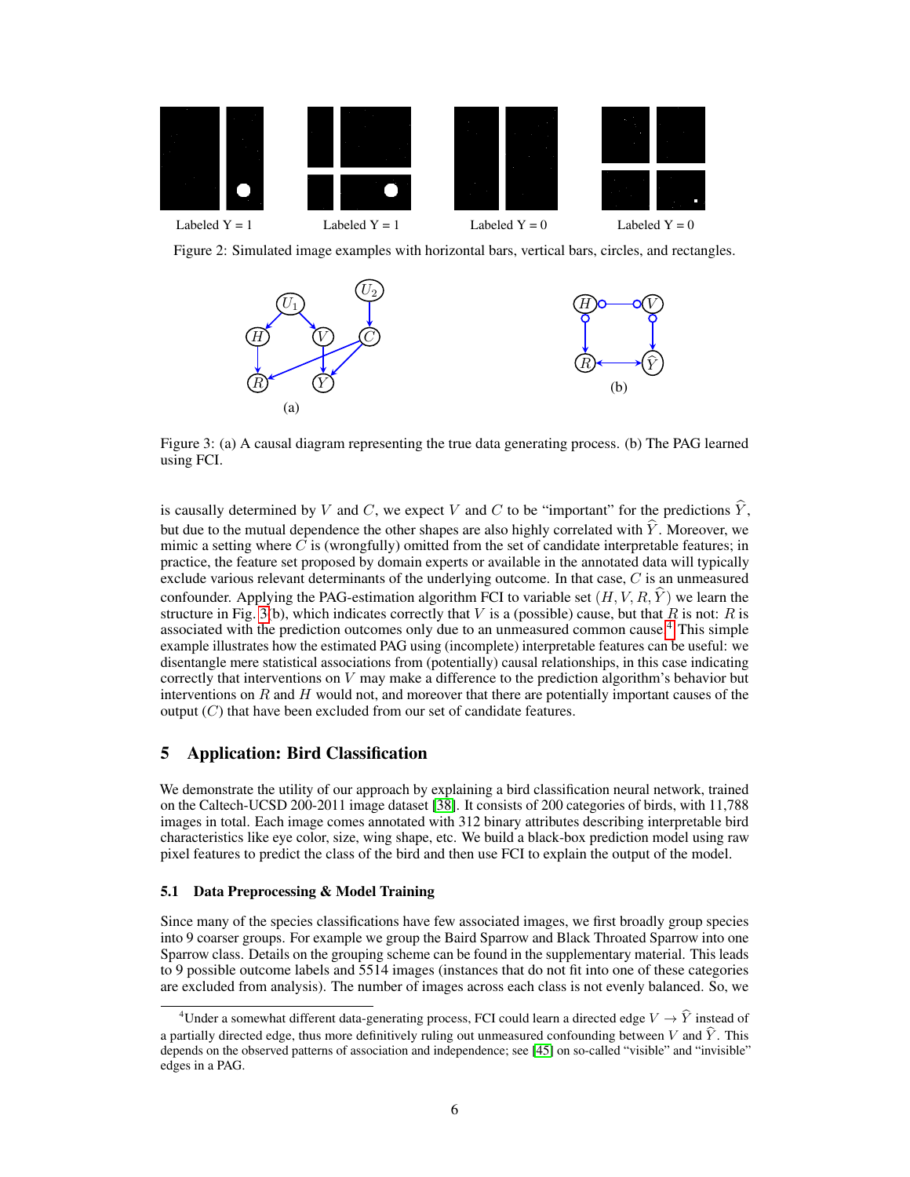Labeled Y = 1 Labeled Y = 1 Labeled Y = 0 Labeled Y = 0

Figure 2: Simulated image examples with horizontal bars, vertical bars, circles, and rectangles.

Figure 3: (a) A causal diagram representing the true data generating process. (b) The PAG learned using FCI.

is causally determined by $V$ and $C$, we expect $V$ and $C$ to be "important" for the predictions $\widehat{Y}$, but due to the mutual dependence the other shapes are also highly correlated with $\widehat{Y}$. Moreover, we mimic a setting where $C$ is (wrongfully) omitted from the set of candidate interpretable features; in practice, the feature set proposed by domain experts or available in the annotated data will typically exclude various relevant determinants of the underlying outcome. In that case, $C$ is an unmeasured confounder. Applying the PAG-estimation algorithm FCI to variable set $(H, V, R, \widehat{Y})$ we learn the structure in Fig. 3(b), which indicates correctly that $V$ is a (possible) cause, but that $R$ is not: $R$ is associated with the prediction outcomes only due to an unmeasured common cause.[4] This simple example illustrates how the estimated PAG using (incomplete) interpretable features can be useful: we disentangle mere statistical associations from (potentially) causal relationships, in this case indicating correctly that interventions on $V$ may make a difference to the prediction algorithm's behavior but interventions on $R$ and $H$ would not, and moreover that there are potentially important causes of the output ($C$) that have been excluded from our set of candidate features.

## 5 Application: Bird Classification

We demonstrate the utility of our approach by explaining a bird classification neural network, trained on the Caltech-UCSD 200-2011 image dataset [38]. It consists of 200 categories of birds, with 11,788 images in total. Each image comes annotated with 312 binary attributes describing interpretable bird characteristics like eye color, size, wing shape, etc. We build a black-box prediction model using raw pixel features to predict the class of the bird and then use FCI to explain the output of the model.

### 5.1 Data Preprocessing & Model Training

Since many of the species classifications have few associated images, we first broadly group species into 9 coarser groups. For example we group the Baird Sparrow and Black Throated Sparrow into one Sparrow class. Details on the grouping scheme can be found in the supplementary material. This leads to 9 possible outcome labels and 5514 images (instances that do not fit into one of these categories are excluded from analysis). The number of images across each class is not evenly balanced. So, we

[4] Under a somewhat different data-generating process, FCI could learn a directed edge $V \to \widehat{Y}$ instead of a partially directed edge, thus more definitively ruling out unmeasured confounding between $V$ and $\widehat{Y}$. This depends on the observed patterns of association and independence; see [45] on so-called "visible" and "invisible" edges in a PAG.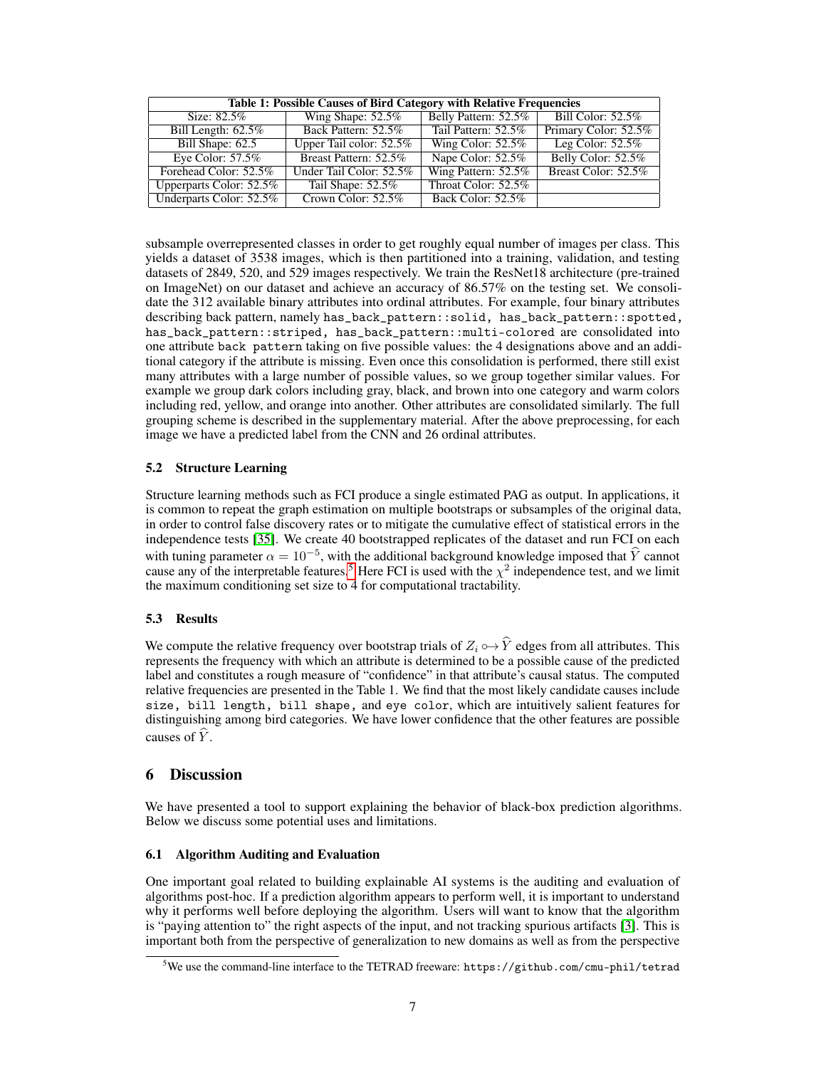**Table 1: Possible Causes of Bird Category with Relative Frequencies**

| | | | |
|---|---|---|---|
| Size: 82.5% | Wing Shape: 52.5% | Belly Pattern: 52.5% | Bill Color: 52.5% |
| Bill Length: 62.5% | Back Pattern: 52.5% | Tail Pattern: 52.5% | Primary Color: 52.5% |
| Bill Shape: 62.5 | Upper Tail color: 52.5% | Wing Color: 52.5% | Leg Color: 52.5% |
| Eye Color: 57.5% | Breast Pattern: 52.5% | Nape Color: 52.5% | Belly Color: 52.5% |
| Forehead Color: 52.5% | Under Tail Color: 52.5% | Wing Pattern: 52.5% | Breast Color: 52.5% |
| Upperparts Color: 52.5% | Tail Shape: 52.5% | Throat Color: 52.5% | |
| Underparts Color: 52.5% | Crown Color: 52.5% | Back Color: 52.5% | |

subsample overrepresented classes in order to get roughly equal number of images per class. This yields a dataset of 3538 images, which is then partitioned into a training, validation, and testing datasets of 2849, 520, and 529 images respectively. We train the ResNet18 architecture (pre-trained on ImageNet) on our dataset and achieve an accuracy of 86.57% on the testing set. We consolidate the 312 available binary attributes into ordinal attributes. For example, four binary attributes describing back pattern, namely `has_back_pattern::solid, has_back_pattern::spotted, has_back_pattern::striped, has_back_pattern::multi-colored` are consolidated into one attribute `back pattern` taking on five possible values: the 4 designations above and an additional category if the attribute is missing. Even once this consolidation is performed, there still exist many attributes with a large number of possible values, so we group together similar values. For example we group dark colors including gray, black, and brown into one category and warm colors including red, yellow, and orange into another. Other attributes are consolidated similarly. The full grouping scheme is described in the supplementary material. After the above preprocessing, for each image we have a predicted label from the CNN and 26 ordinal attributes.

### 5.2 Structure Learning

Structure learning methods such as FCI produce a single estimated PAG as output. In applications, it is common to repeat the graph estimation on multiple bootstraps or subsamples of the original data, in order to control false discovery rates or to mitigate the cumulative effect of statistical errors in the independence tests [35]. We create 40 bootstrapped replicates of the dataset and run FCI on each with tuning parameter $\alpha = 10^{-5}$, with the additional background knowledge imposed that $\widehat{Y}$ cannot cause any of the interpretable features.[5] Here FCI is used with the $\chi^2$ independence test, and we limit the maximum conditioning set size to 4 for computational tractability.

### 5.3 Results

We compute the relative frequency over bootstrap trials of $Z_i \circ\!\!\rightarrow \widehat{Y}$ edges from all attributes. This represents the frequency with which an attribute is determined to be a possible cause of the predicted label and constitutes a rough measure of "confidence" in that attribute's causal status. The computed relative frequencies are presented in the Table 1. We find that the most likely candidate causes include `size, bill length, bill shape,` and `eye color`, which are intuitively salient features for distinguishing among bird categories. We have lower confidence that the other features are possible causes of $\widehat{Y}$.

## 6 Discussion

We have presented a tool to support explaining the behavior of black-box prediction algorithms. Below we discuss some potential uses and limitations.

### 6.1 Algorithm Auditing and Evaluation

One important goal related to building explainable AI systems is the auditing and evaluation of algorithms post-hoc. If a prediction algorithm appears to perform well, it is important to understand why it performs well before deploying the algorithm. Users will want to know that the algorithm is "paying attention to" the right aspects of the input, and not tracking spurious artifacts [3]. This is important both from the perspective of generalization to new domains as well as from the perspective

[5] We use the command-line interface to the TETRAD freeware: https://github.com/cmu-phil/tetrad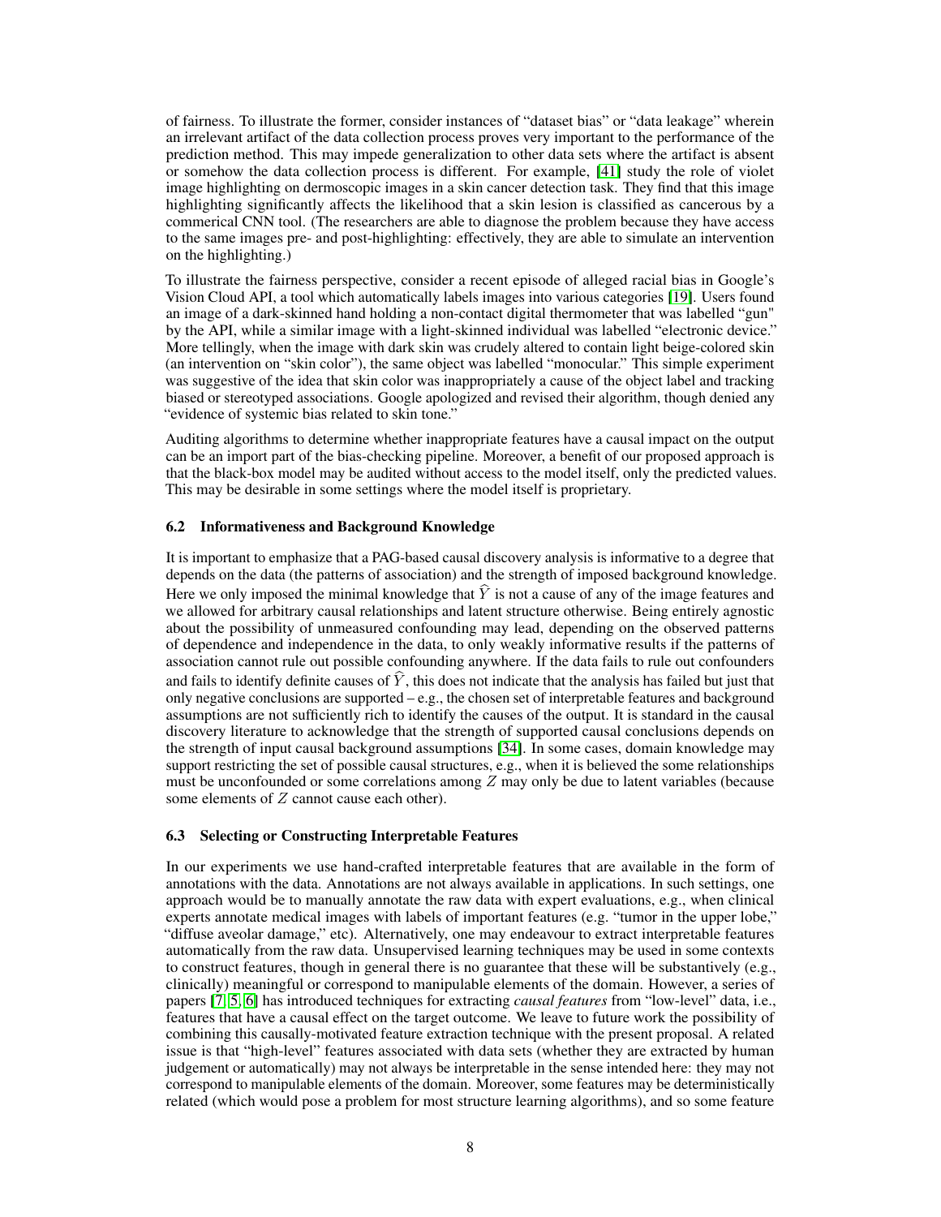of fairness. To illustrate the former, consider instances of "dataset bias" or "data leakage" wherein an irrelevant artifact of the data collection process proves very important to the performance of the prediction method. This may impede generalization to other data sets where the artifact is absent or somehow the data collection process is different. For example, [41] study the role of violet image highlighting on dermoscopic images in a skin cancer detection task. They find that this image highlighting significantly affects the likelihood that a skin lesion is classified as cancerous by a commerical CNN tool. (The researchers are able to diagnose the problem because they have access to the same images pre- and post-highlighting: effectively, they are able to simulate an intervention on the highlighting.)

To illustrate the fairness perspective, consider a recent episode of alleged racial bias in Google's Vision Cloud API, a tool which automatically labels images into various categories [19]. Users found an image of a dark-skinned hand holding a non-contact digital thermometer that was labelled "gun" by the API, while a similar image with a light-skinned individual was labelled "electronic device." More tellingly, when the image with dark skin was crudely altered to contain light beige-colored skin (an intervention on "skin color"), the same object was labelled "monocular." This simple experiment was suggestive of the idea that skin color was inappropriately a cause of the object label and tracking biased or stereotyped associations. Google apologized and revised their algorithm, though denied any "evidence of systemic bias related to skin tone."

Auditing algorithms to determine whether inappropriate features have a causal impact on the output can be an import part of the bias-checking pipeline. Moreover, a benefit of our proposed approach is that the black-box model may be audited without access to the model itself, only the predicted values. This may be desirable in some settings where the model itself is proprietary.

### 6.2 Informativeness and Background Knowledge

It is important to emphasize that a PAG-based causal discovery analysis is informative to a degree that depends on the data (the patterns of association) and the strength of imposed background knowledge. Here we only imposed the minimal knowledge that $\widehat{Y}$ is not a cause of any of the image features and we allowed for arbitrary causal relationships and latent structure otherwise. Being entirely agnostic about the possibility of unmeasured confounding may lead, depending on the observed patterns of dependence and independence in the data, to only weakly informative results if the patterns of association cannot rule out possible confounding anywhere. If the data fails to rule out confounders and fails to identify definite causes of $\widehat{Y}$, this does not indicate that the analysis has failed but just that only negative conclusions are supported – e.g., the chosen set of interpretable features and background assumptions are not sufficiently rich to identify the causes of the output. It is standard in the causal discovery literature to acknowledge that the strength of supported causal conclusions depends on the strength of input causal background assumptions [34]. In some cases, domain knowledge may support restricting the set of possible causal structures, e.g., when it is believed the some relationships must be unconfounded or some correlations among $Z$ may only be due to latent variables (because some elements of $Z$ cannot cause each other).

### 6.3 Selecting or Constructing Interpretable Features

In our experiments we use hand-crafted interpretable features that are available in the form of annotations with the data. Annotations are not always available in applications. In such settings, one approach would be to manually annotate the raw data with expert evaluations, e.g., when clinical experts annotate medical images with labels of important features (e.g. "tumor in the upper lobe," "diffuse aveolar damage," etc). Alternatively, one may endeavour to extract interpretable features automatically from the raw data. Unsupervised learning techniques may be used in some contexts to construct features, though in general there is no guarantee that these will be substantively (e.g., clinically) meaningful or correspond to manipulable elements of the domain. However, a series of papers [7, 5, 6] has introduced techniques for extracting *causal features* from "low-level" data, i.e., features that have a causal effect on the target outcome. We leave to future work the possibility of combining this causally-motivated feature extraction technique with the present proposal. A related issue is that "high-level" features associated with data sets (whether they are extracted by human judgement or automatically) may not always be interpretable in the sense intended here: they may not correspond to manipulable elements of the domain. Moreover, some features may be deterministically related (which would pose a problem for most structure learning algorithms), and so some feature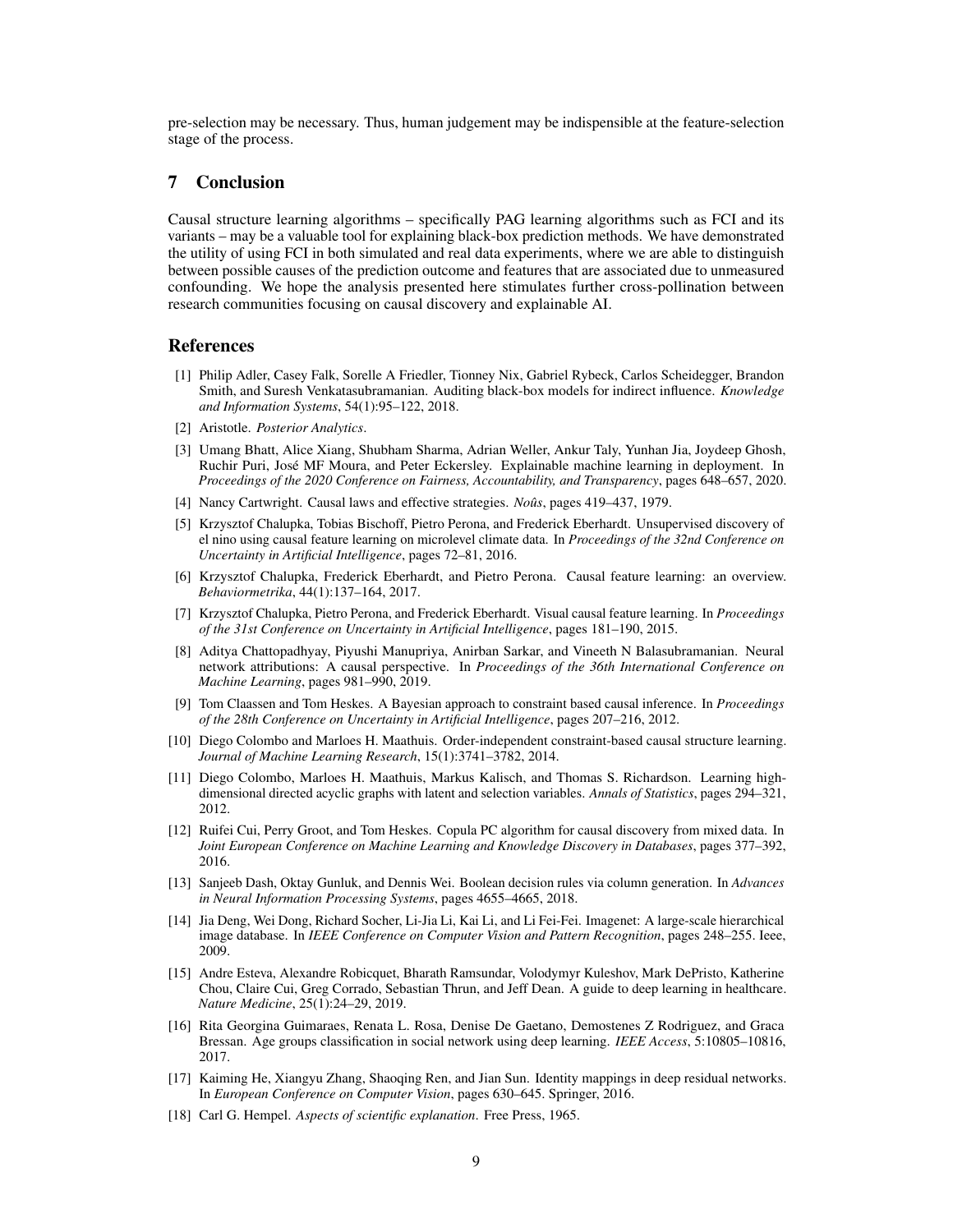pre-selection may be necessary. Thus, human judgement may be indispensible at the feature-selection stage of the process.

## 7 Conclusion

Causal structure learning algorithms – specifically PAG learning algorithms such as FCI and its variants – may be a valuable tool for explaining black-box prediction methods. We have demonstrated the utility of using FCI in both simulated and real data experiments, where we are able to distinguish between possible causes of the prediction outcome and features that are associated due to unmeasured confounding. We hope the analysis presented here stimulates further cross-pollination between research communities focusing on causal discovery and explainable AI.

## References

[1] Philip Adler, Casey Falk, Sorelle A Friedler, Tionney Nix, Gabriel Rybeck, Carlos Scheidegger, Brandon Smith, and Suresh Venkatasubramanian. Auditing black-box models for indirect influence. *Knowledge and Information Systems*, 54(1):95–122, 2018.

[2] Aristotle. *Posterior Analytics*.

[3] Umang Bhatt, Alice Xiang, Shubham Sharma, Adrian Weller, Ankur Taly, Yunhan Jia, Joydeep Ghosh, Ruchir Puri, José MF Moura, and Peter Eckersley. Explainable machine learning in deployment. In *Proceedings of the 2020 Conference on Fairness, Accountability, and Transparency*, pages 648–657, 2020.

[4] Nancy Cartwright. Causal laws and effective strategies. *Noûs*, pages 419–437, 1979.

[5] Krzysztof Chalupka, Tobias Bischoff, Pietro Perona, and Frederick Eberhardt. Unsupervised discovery of el nino using causal feature learning on microlevel climate data. In *Proceedings of the 32nd Conference on Uncertainty in Artificial Intelligence*, pages 72–81, 2016.

[6] Krzysztof Chalupka, Frederick Eberhardt, and Pietro Perona. Causal feature learning: an overview. *Behaviormetrika*, 44(1):137–164, 2017.

[7] Krzysztof Chalupka, Pietro Perona, and Frederick Eberhardt. Visual causal feature learning. In *Proceedings of the 31st Conference on Uncertainty in Artificial Intelligence*, pages 181–190, 2015.

[8] Aditya Chattopadhyay, Piyushi Manupriya, Anirban Sarkar, and Vineeth N Balasubramanian. Neural network attributions: A causal perspective. In *Proceedings of the 36th International Conference on Machine Learning*, pages 981–990, 2019.

[9] Tom Claassen and Tom Heskes. A Bayesian approach to constraint based causal inference. In *Proceedings of the 28th Conference on Uncertainty in Artificial Intelligence*, pages 207–216, 2012.

[10] Diego Colombo and Marloes H. Maathuis. Order-independent constraint-based causal structure learning. *Journal of Machine Learning Research*, 15(1):3741–3782, 2014.

[11] Diego Colombo, Marloes H. Maathuis, Markus Kalisch, and Thomas S. Richardson. Learning high-dimensional directed acyclic graphs with latent and selection variables. *Annals of Statistics*, pages 294–321, 2012.

[12] Ruifei Cui, Perry Groot, and Tom Heskes. Copula PC algorithm for causal discovery from mixed data. In *Joint European Conference on Machine Learning and Knowledge Discovery in Databases*, pages 377–392, 2016.

[13] Sanjeeb Dash, Oktay Gunluk, and Dennis Wei. Boolean decision rules via column generation. In *Advances in Neural Information Processing Systems*, pages 4655–4665, 2018.

[14] Jia Deng, Wei Dong, Richard Socher, Li-Jia Li, Kai Li, and Li Fei-Fei. Imagenet: A large-scale hierarchical image database. In *IEEE Conference on Computer Vision and Pattern Recognition*, pages 248–255. Ieee, 2009.

[15] Andre Esteva, Alexandre Robicquet, Bharath Ramsundar, Volodymyr Kuleshov, Mark DePristo, Katherine Chou, Claire Cui, Greg Corrado, Sebastian Thrun, and Jeff Dean. A guide to deep learning in healthcare. *Nature Medicine*, 25(1):24–29, 2019.

[16] Rita Georgina Guimaraes, Renata L. Rosa, Denise De Gaetano, Demostenes Z Rodriguez, and Graca Bressan. Age groups classification in social network using deep learning. *IEEE Access*, 5:10805–10816, 2017.

[17] Kaiming He, Xiangyu Zhang, Shaoqing Ren, and Jian Sun. Identity mappings in deep residual networks. In *European Conference on Computer Vision*, pages 630–645. Springer, 2016.

[18] Carl G. Hempel. *Aspects of scientific explanation*. Free Press, 1965.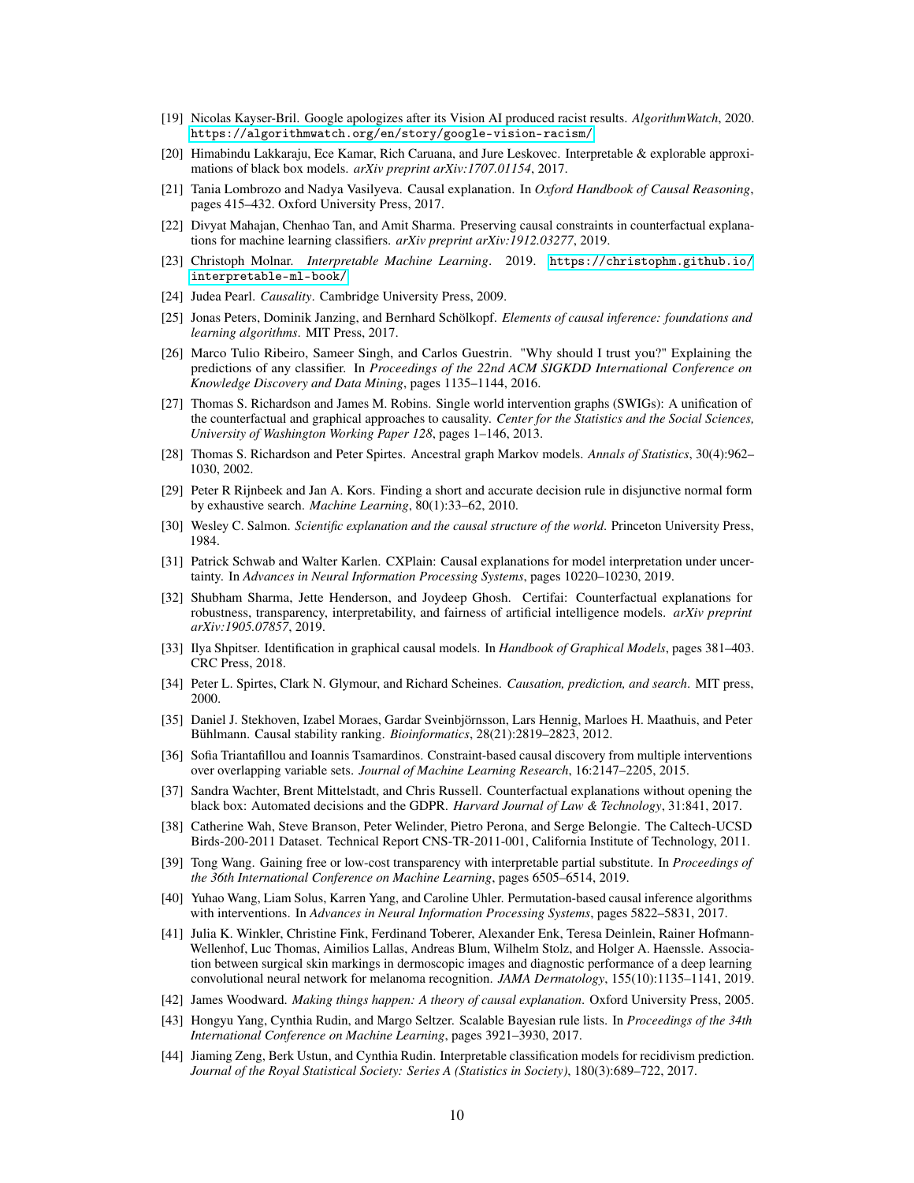[19] Nicolas Kayser-Bril. Google apologizes after its Vision AI produced racist results. *AlgorithmWatch*, 2020. https://algorithmwatch.org/en/story/google-vision-racism/

[20] Himabindu Lakkaraju, Ece Kamar, Rich Caruana, and Jure Leskovec. Interpretable & explorable approximations of black box models. *arXiv preprint arXiv:1707.01154*, 2017.

[21] Tania Lombrozo and Nadya Vasilyeva. Causal explanation. In *Oxford Handbook of Causal Reasoning*, pages 415–432. Oxford University Press, 2017.

[22] Divyat Mahajan, Chenhao Tan, and Amit Sharma. Preserving causal constraints in counterfactual explanations for machine learning classifiers. *arXiv preprint arXiv:1912.03277*, 2019.

[23] Christoph Molnar. *Interpretable Machine Learning*. 2019. https://christophm.github.io/interpretable-ml-book/

[24] Judea Pearl. *Causality*. Cambridge University Press, 2009.

[25] Jonas Peters, Dominik Janzing, and Bernhard Schölkopf. *Elements of causal inference: foundations and learning algorithms*. MIT Press, 2017.

[26] Marco Tulio Ribeiro, Sameer Singh, and Carlos Guestrin. "Why should I trust you?" Explaining the predictions of any classifier. In *Proceedings of the 22nd ACM SIGKDD International Conference on Knowledge Discovery and Data Mining*, pages 1135–1144, 2016.

[27] Thomas S. Richardson and James M. Robins. Single world intervention graphs (SWIGs): A unification of the counterfactual and graphical approaches to causality. *Center for the Statistics and the Social Sciences, University of Washington Working Paper 128*, pages 1–146, 2013.

[28] Thomas S. Richardson and Peter Spirtes. Ancestral graph Markov models. *Annals of Statistics*, 30(4):962–1030, 2002.

[29] Peter R Rijnbeek and Jan A. Kors. Finding a short and accurate decision rule in disjunctive normal form by exhaustive search. *Machine Learning*, 80(1):33–62, 2010.

[30] Wesley C. Salmon. *Scientific explanation and the causal structure of the world*. Princeton University Press, 1984.

[31] Patrick Schwab and Walter Karlen. CXPlain: Causal explanations for model interpretation under uncertainty. In *Advances in Neural Information Processing Systems*, pages 10220–10230, 2019.

[32] Shubham Sharma, Jette Henderson, and Joydeep Ghosh. Certifai: Counterfactual explanations for robustness, transparency, interpretability, and fairness of artificial intelligence models. *arXiv preprint arXiv:1905.07857*, 2019.

[33] Ilya Shpitser. Identification in graphical causal models. In *Handbook of Graphical Models*, pages 381–403. CRC Press, 2018.

[34] Peter L. Spirtes, Clark N. Glymour, and Richard Scheines. *Causation, prediction, and search*. MIT press, 2000.

[35] Daniel J. Stekhoven, Izabel Moraes, Gardar Sveinbjörnsson, Lars Hennig, Marloes H. Maathuis, and Peter Bühlmann. Causal stability ranking. *Bioinformatics*, 28(21):2819–2823, 2012.

[36] Sofia Triantafillou and Ioannis Tsamardinos. Constraint-based causal discovery from multiple interventions over overlapping variable sets. *Journal of Machine Learning Research*, 16:2147–2205, 2015.

[37] Sandra Wachter, Brent Mittelstadt, and Chris Russell. Counterfactual explanations without opening the black box: Automated decisions and the GDPR. *Harvard Journal of Law & Technology*, 31:841, 2017.

[38] Catherine Wah, Steve Branson, Peter Welinder, Pietro Perona, and Serge Belongie. The Caltech-UCSD Birds-200-2011 Dataset. Technical Report CNS-TR-2011-001, California Institute of Technology, 2011.

[39] Tong Wang. Gaining free or low-cost transparency with interpretable partial substitute. In *Proceedings of the 36th International Conference on Machine Learning*, pages 6505–6514, 2019.

[40] Yuhao Wang, Liam Solus, Karren Yang, and Caroline Uhler. Permutation-based causal inference algorithms with interventions. In *Advances in Neural Information Processing Systems*, pages 5822–5831, 2017.

[41] Julia K. Winkler, Christine Fink, Ferdinand Toberer, Alexander Enk, Teresa Deinlein, Rainer Hofmann-Wellenhof, Luc Thomas, Aimilios Lallas, Andreas Blum, Wilhelm Stolz, and Holger A. Haenssle. Association between surgical skin markings in dermoscopic images and diagnostic performance of a deep learning convolutional neural network for melanoma recognition. *JAMA Dermatology*, 155(10):1135–1141, 2019.

[42] James Woodward. *Making things happen: A theory of causal explanation*. Oxford University Press, 2005.

[43] Hongyu Yang, Cynthia Rudin, and Margo Seltzer. Scalable Bayesian rule lists. In *Proceedings of the 34th International Conference on Machine Learning*, pages 3921–3930, 2017.

[44] Jiaming Zeng, Berk Ustun, and Cynthia Rudin. Interpretable classification models for recidivism prediction. *Journal of the Royal Statistical Society: Series A (Statistics in Society)*, 180(3):689–722, 2017.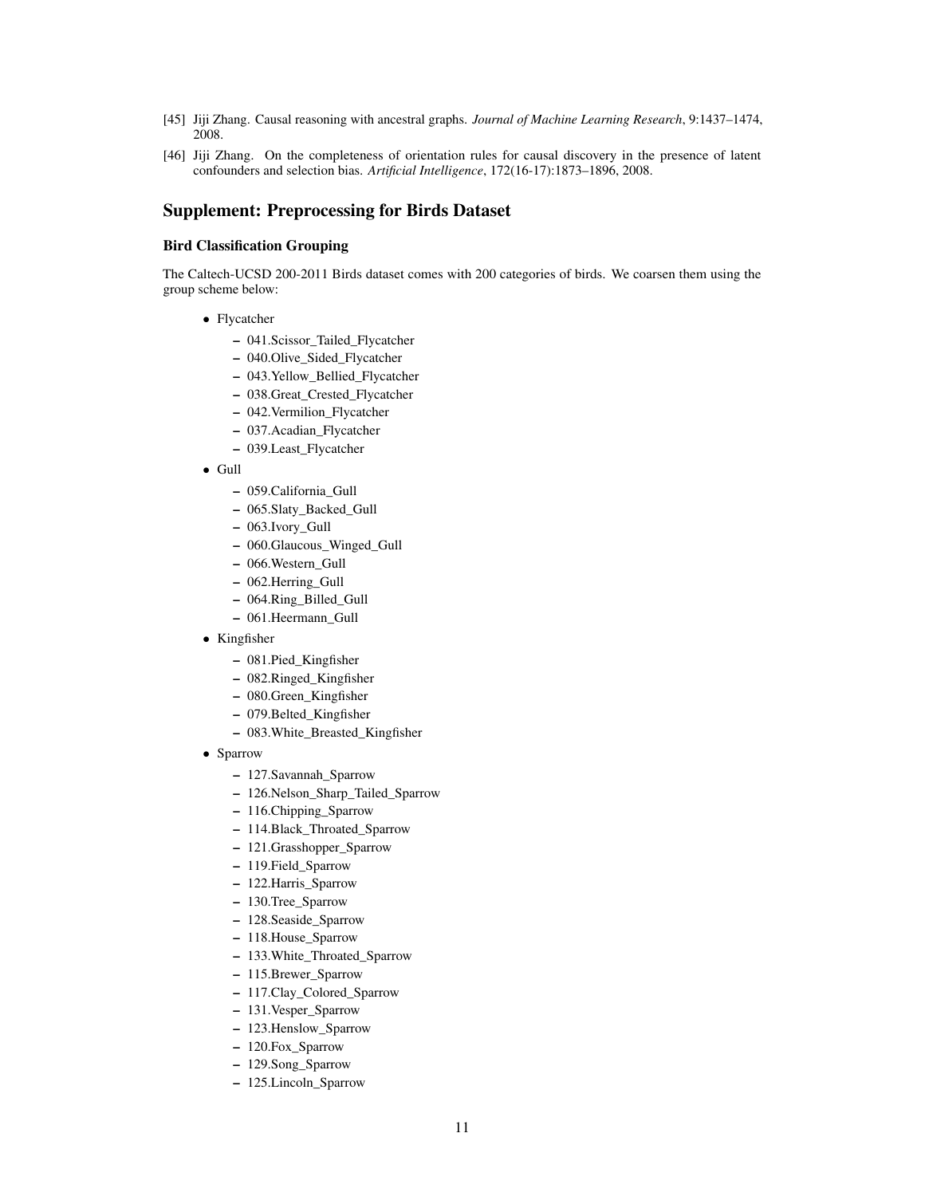[45] Jiji Zhang. Causal reasoning with ancestral graphs. *Journal of Machine Learning Research*, 9:1437–1474, 2008.

[46] Jiji Zhang. On the completeness of orientation rules for causal discovery in the presence of latent confounders and selection bias. *Artificial Intelligence*, 172(16-17):1873–1896, 2008.

## Supplement: Preprocessing for Birds Dataset

### Bird Classification Grouping

The Caltech-UCSD 200-2011 Birds dataset comes with 200 categories of birds. We coarsen them using the group scheme below:

- Flycatcher
  - 041.Scissor_Tailed_Flycatcher
  - 040.Olive_Sided_Flycatcher
  - 043.Yellow_Bellied_Flycatcher
  - 038.Great_Crested_Flycatcher
  - 042.Vermilion_Flycatcher
  - 037.Acadian_Flycatcher
  - 039.Least_Flycatcher
- Gull
  - 059.California_Gull
  - 065.Slaty_Backed_Gull
  - 063.Ivory_Gull
  - 060.Glaucous_Winged_Gull
  - 066.Western_Gull
  - 062.Herring_Gull
  - 064.Ring_Billed_Gull
  - 061.Heermann_Gull
- Kingfisher
  - 081.Pied_Kingfisher
  - 082.Ringed_Kingfisher
  - 080.Green_Kingfisher
  - 079.Belted_Kingfisher
  - 083.White_Breasted_Kingfisher
- Sparrow
  - 127.Savannah_Sparrow
  - 126.Nelson_Sharp_Tailed_Sparrow
  - 116.Chipping_Sparrow
  - 114.Black_Throated_Sparrow
  - 121.Grasshopper_Sparrow
  - 119.Field_Sparrow
  - 122.Harris_Sparrow
  - 130.Tree_Sparrow
  - 128.Seaside_Sparrow
  - 118.House_Sparrow
  - 133.White_Throated_Sparrow
  - 115.Brewer_Sparrow
  - 117.Clay_Colored_Sparrow
  - 131.Vesper_Sparrow
  - 123.Henslow_Sparrow
  - 120.Fox_Sparrow
  - 129.Song_Sparrow
  - 125.Lincoln_Sparrow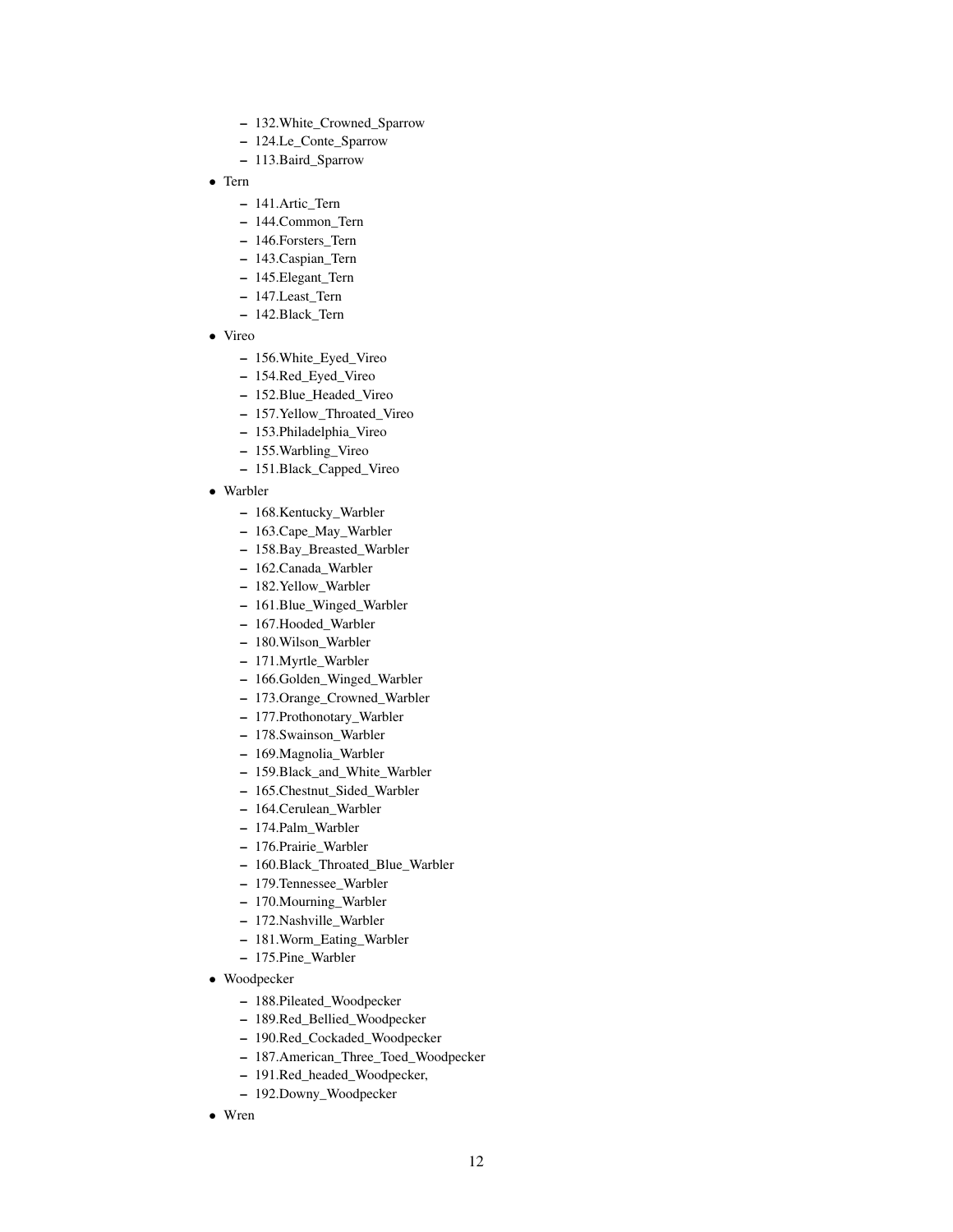- 132.White_Crowned_Sparrow
- 124.Le_Conte_Sparrow
- 113.Baird_Sparrow

- Tern
  - 141.Artic_Tern
  - 144.Common_Tern
  - 146.Forsters_Tern
  - 143.Caspian_Tern
  - 145.Elegant_Tern
  - 147.Least_Tern
  - 142.Black_Tern
- Vireo
  - 156.White_Eyed_Vireo
  - 154.Red_Eyed_Vireo
  - 152.Blue_Headed_Vireo
  - 157.Yellow_Throated_Vireo
  - 153.Philadelphia_Vireo
  - 155.Warbling_Vireo
  - 151.Black_Capped_Vireo
- Warbler
  - 168.Kentucky_Warbler
  - 163.Cape_May_Warbler
  - 158.Bay_Breasted_Warbler
  - 162.Canada_Warbler
  - 182.Yellow_Warbler
  - 161.Blue_Winged_Warbler
  - 167.Hooded_Warbler
  - 180.Wilson_Warbler
  - 171.Myrtle_Warbler
  - 166.Golden_Winged_Warbler
  - 173.Orange_Crowned_Warbler
  - 177.Prothonotary_Warbler
  - 178.Swainson_Warbler
  - 169.Magnolia_Warbler
  - 159.Black_and_White_Warbler
  - 165.Chestnut_Sided_Warbler
  - 164.Cerulean_Warbler
  - 174.Palm_Warbler
  - 176.Prairie_Warbler
  - 160.Black_Throated_Blue_Warbler
  - 179.Tennessee_Warbler
  - 170.Mourning_Warbler
  - 172.Nashville_Warbler
  - 181.Worm_Eating_Warbler
  - 175.Pine_Warbler
- Woodpecker
  - 188.Pileated_Woodpecker
  - 189.Red_Bellied_Woodpecker
  - 190.Red_Cockaded_Woodpecker
  - 187.American_Three_Toed_Woodpecker
  - 191.Red_headed_Woodpecker,
  - 192.Downy_Woodpecker
- Wren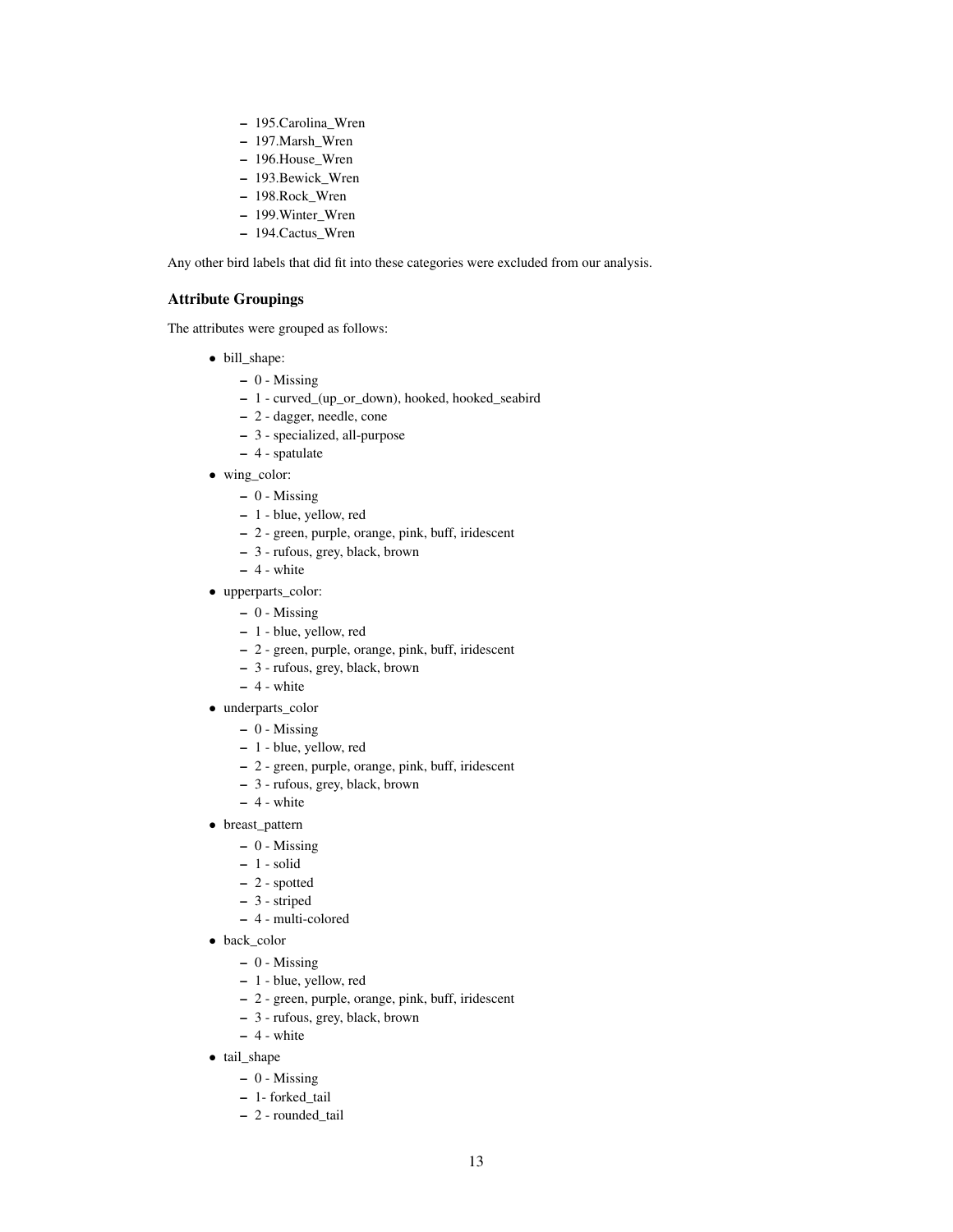- 195.Carolina_Wren
  - 197.Marsh_Wren
  - 196.House_Wren
  - 193.Bewick_Wren
  - 198.Rock_Wren
  - 199.Winter_Wren
  - 194.Cactus_Wren

Any other bird labels that did fit into these categories were excluded from our analysis.

### Attribute Groupings

The attributes were grouped as follows:

- bill_shape:
  - 0 - Missing
  - 1 - curved_(up_or_down), hooked, hooked_seabird
  - 2 - dagger, needle, cone
  - 3 - specialized, all-purpose
  - 4 - spatulate
- wing_color:
  - 0 - Missing
  - 1 - blue, yellow, red
  - 2 - green, purple, orange, pink, buff, iridescent
  - 3 - rufous, grey, black, brown
  - 4 - white
- upperparts_color:
  - 0 - Missing
  - 1 - blue, yellow, red
  - 2 - green, purple, orange, pink, buff, iridescent
  - 3 - rufous, grey, black, brown
  - 4 - white
- underparts_color
  - 0 - Missing
  - 1 - blue, yellow, red
  - 2 - green, purple, orange, pink, buff, iridescent
  - 3 - rufous, grey, black, brown
  - 4 - white
- breast_pattern
  - 0 - Missing
  - 1 - solid
  - 2 - spotted
  - 3 - striped
  - 4 - multi-colored
- back_color
  - 0 - Missing
  - 1 - blue, yellow, red
  - 2 - green, purple, orange, pink, buff, iridescent
  - 3 - rufous, grey, black, brown
  - 4 - white
- tail_shape
  - 0 - Missing
  - 1- forked_tail
  - 2 - rounded_tail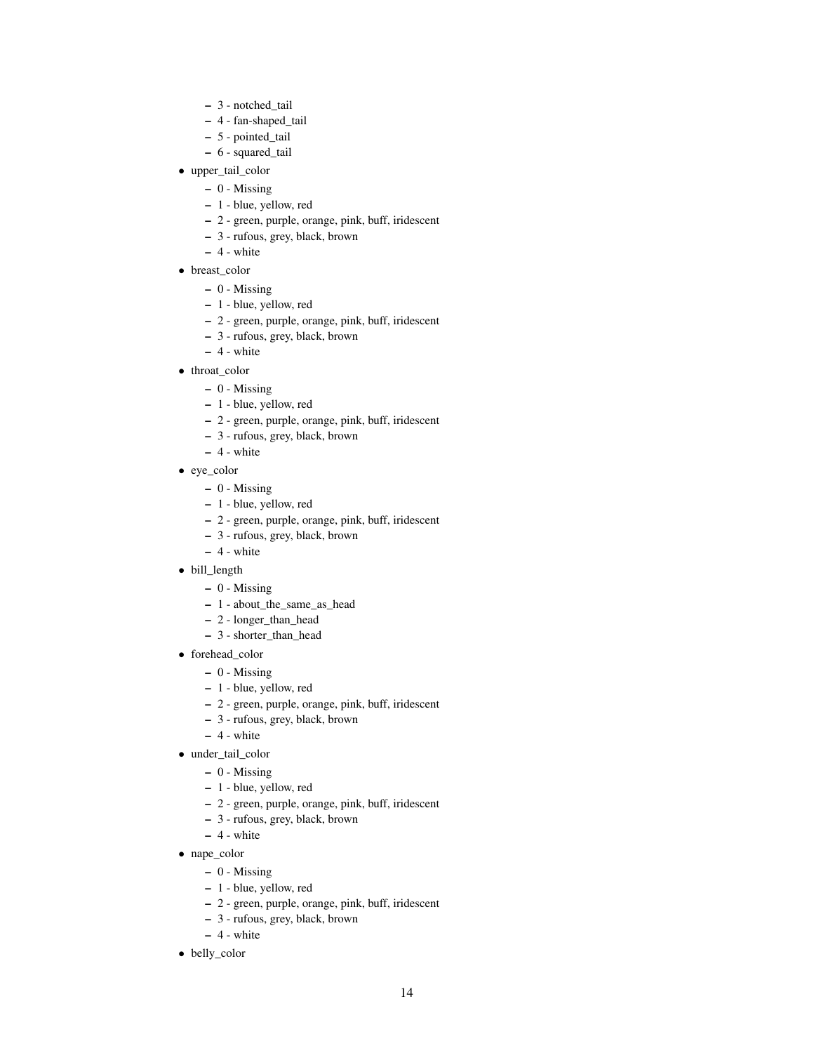- 3 - notched_tail
  - 4 - fan-shaped_tail
  - 5 - pointed_tail
  - 6 - squared_tail
- upper_tail_color
  - 0 - Missing
  - 1 - blue, yellow, red
  - 2 - green, purple, orange, pink, buff, iridescent
  - 3 - rufous, grey, black, brown
  - 4 - white
- breast_color
  - 0 - Missing
  - 1 - blue, yellow, red
  - 2 - green, purple, orange, pink, buff, iridescent
  - 3 - rufous, grey, black, brown
  - 4 - white
- throat_color
  - 0 - Missing
  - 1 - blue, yellow, red
  - 2 - green, purple, orange, pink, buff, iridescent
  - 3 - rufous, grey, black, brown
  - 4 - white
- eye_color
  - 0 - Missing
  - 1 - blue, yellow, red
  - 2 - green, purple, orange, pink, buff, iridescent
  - 3 - rufous, grey, black, brown
  - 4 - white
- bill_length
  - 0 - Missing
  - 1 - about_the_same_as_head
  - 2 - longer_than_head
  - 3 - shorter_than_head
- forehead_color
  - 0 - Missing
  - 1 - blue, yellow, red
  - 2 - green, purple, orange, pink, buff, iridescent
  - 3 - rufous, grey, black, brown
  - 4 - white
- under_tail_color
  - 0 - Missing
  - 1 - blue, yellow, red
  - 2 - green, purple, orange, pink, buff, iridescent
  - 3 - rufous, grey, black, brown
  - 4 - white
- nape_color
  - 0 - Missing
  - 1 - blue, yellow, red
  - 2 - green, purple, orange, pink, buff, iridescent
  - 3 - rufous, grey, black, brown
  - 4 - white
- belly_color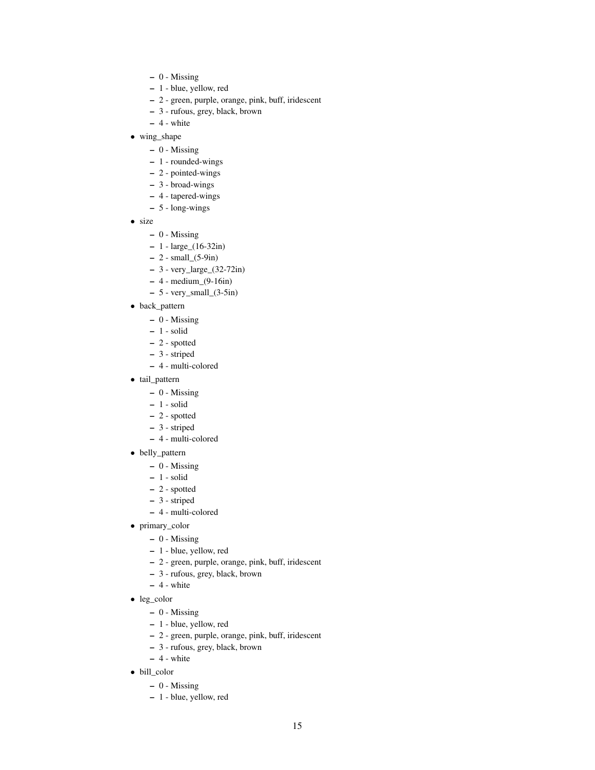- 0 - Missing
  - 1 - blue, yellow, red
  - 2 - green, purple, orange, pink, buff, iridescent
  - 3 - rufous, grey, black, brown
  - 4 - white
- wing_shape
  - 0 - Missing
  - 1 - rounded-wings
  - 2 - pointed-wings
  - 3 - broad-wings
  - 4 - tapered-wings
  - 5 - long-wings
- size
  - 0 - Missing
  - 1 - large_(16-32in)
  - 2 - small_(5-9in)
  - 3 - very_large_(32-72in)
  - 4 - medium_(9-16in)
  - 5 - very_small_(3-5in)
- back_pattern
  - 0 - Missing
  - 1 - solid
  - 2 - spotted
  - 3 - striped
  - 4 - multi-colored
- tail_pattern
  - 0 - Missing
  - 1 - solid
  - 2 - spotted
  - 3 - striped
  - 4 - multi-colored
- belly_pattern
  - 0 - Missing
  - 1 - solid
  - 2 - spotted
  - 3 - striped
  - 4 - multi-colored
- primary_color
  - 0 - Missing
  - 1 - blue, yellow, red
  - 2 - green, purple, orange, pink, buff, iridescent
  - 3 - rufous, grey, black, brown
  - 4 - white
- leg_color
  - 0 - Missing
  - 1 - blue, yellow, red
  - 2 - green, purple, orange, pink, buff, iridescent
  - 3 - rufous, grey, black, brown
  - 4 - white
- bill_color
  - 0 - Missing
  - 1 - blue, yellow, red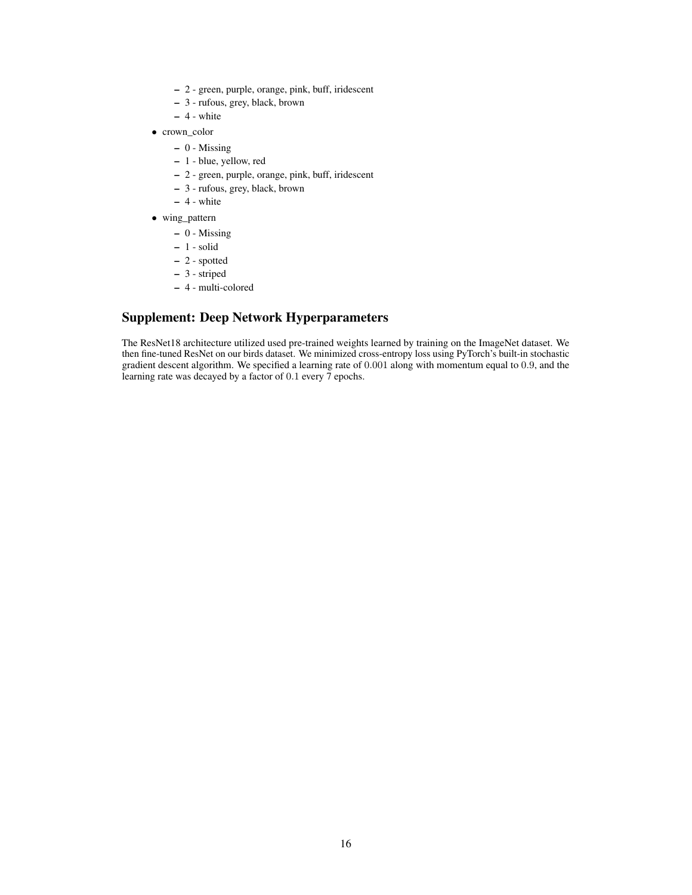- 2 - green, purple, orange, pink, buff, iridescent
  - 3 - rufous, grey, black, brown
  - 4 - white
- crown_color
  - 0 - Missing
  - 1 - blue, yellow, red
  - 2 - green, purple, orange, pink, buff, iridescent
  - 3 - rufous, grey, black, brown
  - 4 - white
- wing_pattern
  - 0 - Missing
  - 1 - solid
  - 2 - spotted
  - 3 - striped
  - 4 - multi-colored

## Supplement: Deep Network Hyperparameters

The ResNet18 architecture utilized used pre-trained weights learned by training on the ImageNet dataset. We then fine-tuned ResNet on our birds dataset. We minimized cross-entropy loss using PyTorch's built-in stochastic gradient descent algorithm. We specified a learning rate of $0.001$ along with momentum equal to $0.9$, and the learning rate was decayed by a factor of $0.1$ every 7 epochs.